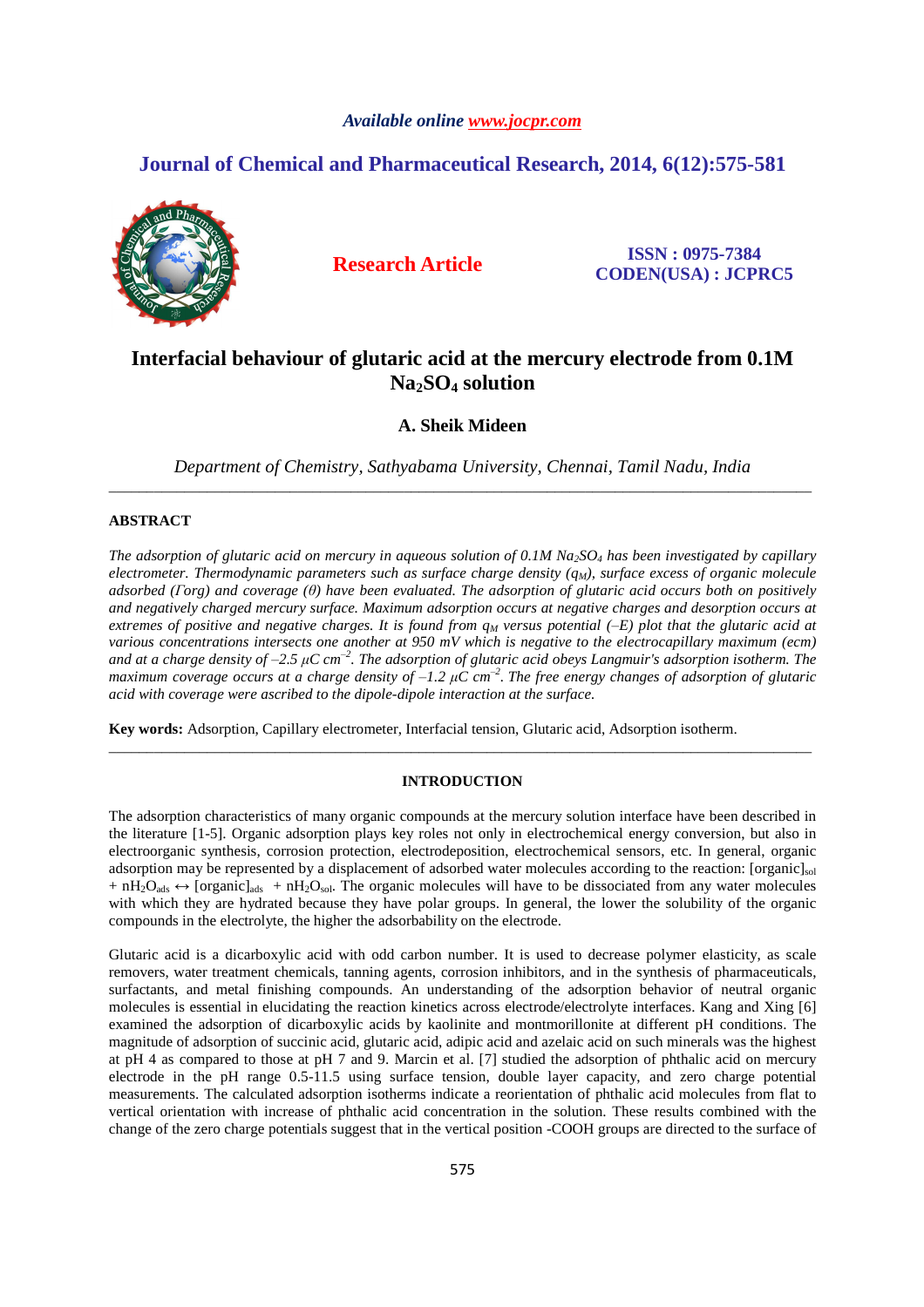Available online www.jocpr.com

# Journal of Chemical and Pharmaceutical Research, 2014, 6(12):575-581

**Research Article**

**ISSN : 0975-7384**
**CODEN(USA) : JCPRC5**

# Interfacial behaviour of glutaric acid at the mercury electrode from 0.1M $Na_2SO_4$ solution

**A. Sheik Mideen**

*Department of Chemistry, Sathyabama University, Chennai, Tamil Nadu, India*

---

## ABSTRACT

*The adsorption of glutaric acid on mercury in aqueous solution of 0.1M $Na_2SO_4$ has been investigated by capillary electrometer. Thermodynamic parameters such as surface charge density ($q_M$), surface excess of organic molecule adsorbed ($\Gamma org$) and coverage ($\theta$) have been evaluated. The adsorption of glutaric acid occurs both on positively and negatively charged mercury surface. Maximum adsorption occurs at negative charges and desorption occurs at extremes of positive and negative charges. It is found from $q_M$ versus potential (–E) plot that the glutaric acid at various concentrations intersects one another at 950 mV which is negative to be the electrocapillary maximum (ecm) and at a charge density of –2.5 $\mu C\ cm^{-2}$. The adsorption of glutaric acid obeys Langmuir's adsorption isotherm. The maximum coverage occurs at a charge density of –1.2 $\mu C\ cm^{-2}$. The free energy changes of adsorption of glutaric acid with coverage were ascribed to the dipole-dipole interaction at the surface.*

**Key words:** Adsorption, Capillary electrometer, Interfacial tension, Glutaric acid, Adsorption isotherm.

---

## INTRODUCTION

The adsorption characteristics of many organic compounds at the mercury solution interface have been described in the literature [1-5]. Organic adsorption plays key roles not only in electrochemical energy conversion, but also in electroorganic synthesis, corrosion protection, electrodeposition, electrochemical sensors, etc. In general, organic adsorption may be represented by a displacement of adsorbed water molecules according to the reaction: $[\text{organic}]_{sol} + nH_2O_{ads} \leftrightarrow [\text{organic}]_{ads} + nH_2O_{sol}$. The organic molecules will have to be dissociated from any water molecules with which they are hydrated because they have polar groups. In general, the lower the solubility of the organic compounds in the electrolyte, the higher the adsorbability on the electrode.

Glutaric acid is a dicarboxylic acid with odd carbon number. It is used to decrease polymer elasticity, as scale removers, water treatment chemicals, tanning agents, corrosion inhibitors, and in the synthesis of pharmaceuticals, surfactants, and metal finishing compounds. An understanding of the adsorption behavior of neutral organic molecules is essential in elucidating the reaction kinetics across electrode/electrolyte interfaces. Kang and Xing [6] examined the adsorption of dicarboxylic acids by kaolinite and montmorillonite at different pH conditions. The magnitude of adsorption of succinic acid, glutaric acid, adipic acid and azelaic acid on such minerals was the highest at pH 4 as compared to those at pH 7 and 9. Marcin et al. [7] studied the adsorption of phthalic acid on mercury electrode in the pH range 0.5-11.5 using surface tension, double layer capacity, and zero charge potential measurements. The calculated adsorption isotherms indicate a reorientation of phthalic acid molecules from flat to vertical orientation with increase of phthalic acid concentration in the solution. These results combined with the change of the zero charge potentials suggest that in the vertical position -COOH groups are directed to the surface of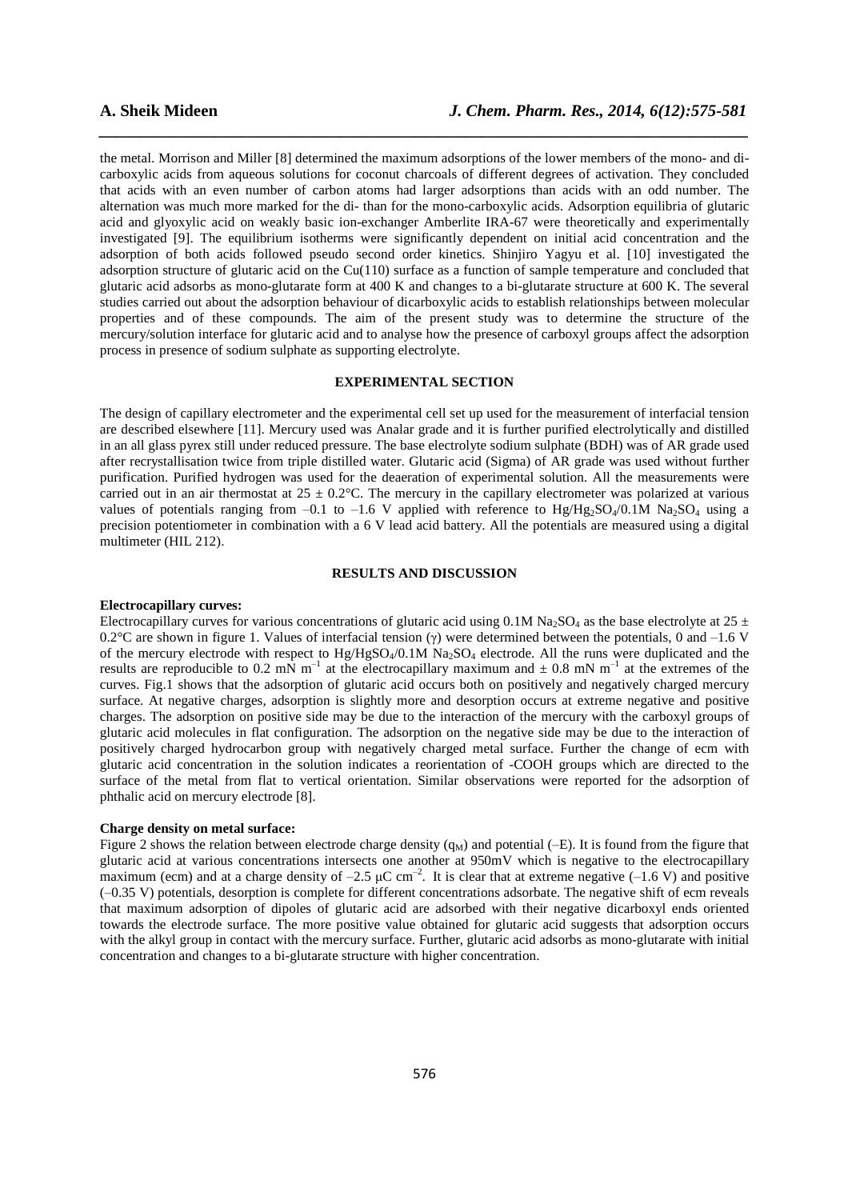the metal. Morrison and Miller [8] determined the maximum adsorptions of the lower members of the mono- and di-carboxylic acids from aqueous solutions for coconut charcoals of different degrees of activation. They concluded that acids with an even number of carbon atoms had larger adsorptions than acids with an odd number. The alternation was much more marked for the di- than for the mono-carboxylic acids. Adsorption equilibria of glutaric acid and glyoxylic acid on weakly basic ion-exchanger Amberlite IRA-67 were theoretically and experimentally investigated [9]. The equilibrium isotherms were significantly dependent on initial acid concentration and the adsorption of both acids followed pseudo second order kinetics. Shinjiro Yagyu et al. [10] investigated the adsorption structure of glutaric acid on the Cu(110) surface as a function of sample temperature and concluded that glutaric acid adsorbs as mono-glutarate form at 400 K and changes to a bi-glutarate structure at 600 K. The several studies carried out about the adsorption behaviour of dicarboxylic acids to establish relationships between molecular properties and of these compounds. The aim of the present study was to determine the structure of the mercury/solution interface for glutaric acid and to analyse how the presence of carboxyl groups affect the adsorption process in presence of sodium sulphate as supporting electrolyte.

## EXPERIMENTAL SECTION

The design of capillary electrometer and the experimental cell set up used for the measurement of interfacial tension are described elsewhere [11]. Mercury used was Analar grade and it is further purified electrolytically and distilled in an all glass pyrex still under reduced pressure. The base electrolyte sodium sulphate (BDH) was of AR grade used after recrystallisation twice from triple distilled water. Glutaric acid (Sigma) of AR grade was used without further purification. Purified hydrogen was used for the deaeration of experimental solution. All the measurements were carried out in an air thermostat at $25 \pm 0.2$°C. The mercury in the capillary electrometer was polarized at various values of potentials ranging from –0.1 to –1.6 V applied with reference to $Hg/Hg_2SO_4/0.1M\ Na_2SO_4$ using a precision potentiometer in combination with a 6 V lead acid battery. All the potentials are measured using a digital multimeter (HIL 212).

## RESULTS AND DISCUSSION

**Electrocapillary curves:**

Electrocapillary curves for various concentrations of glutaric acid using 0.1M $Na_2SO_4$ as the base electrolyte at $25 \pm 0.2$°C are shown in figure 1. Values of interfacial tension ($\gamma$) were determined between the potentials, 0 and –1.6 V of the mercury electrode with respect to $Hg/HgSO_4/0.1M\ Na_2SO_4$ electrode. All the runs were duplicated and the results are reproducible to 0.2 mN $m^{-1}$ at the electrocapillary maximum and $\pm$ 0.8 mN $m^{-1}$ at the extremes of the curves. Fig.1 shows that the adsorption of glutaric acid occurs both on positively and negatively charged mercury surface. At negative charges, adsorption is slightly more and desorption occurs at extreme negative and positive charges. The adsorption on positive side may be due to the interaction of the mercury with the carboxyl groups of glutaric acid molecules in flat configuration. The adsorption on the negative side may be due to the interaction of positively charged hydrocarbon group with negatively charged metal surface. Further the change of ecm with glutaric acid concentration in the solution indicates a reorientation of -COOH groups which are directed to the surface of the metal from flat to vertical orientation. Similar observations were reported for the adsorption of phthalic acid on mercury electrode [8].

**Charge density on metal surface:**

Figure 2 shows the relation between electrode charge density ($q_M$) and potential (–E). It is found from the figure that glutaric acid at various concentrations intersects one another at 950mV which is negative to the electrocapillary maximum (ecm) and at a charge density of –2.5 μC $cm^{-2}$. It is clear that at extreme negative (–1.6 V) and positive (–0.35 V) potentials, desorption is complete for different concentrations adsorbate. The negative shift of ecm reveals that maximum adsorption of dipoles of glutaric acid are adsorbed with their negative dicarboxyl ends oriented towards the electrode surface. The more positive value obtained for glutaric acid suggests that adsorption occurs with the alkyl group in contact with the mercury surface. Further, glutaric acid adsorbs as mono-glutarate with initial concentration and changes to a bi-glutarate structure with higher concentration.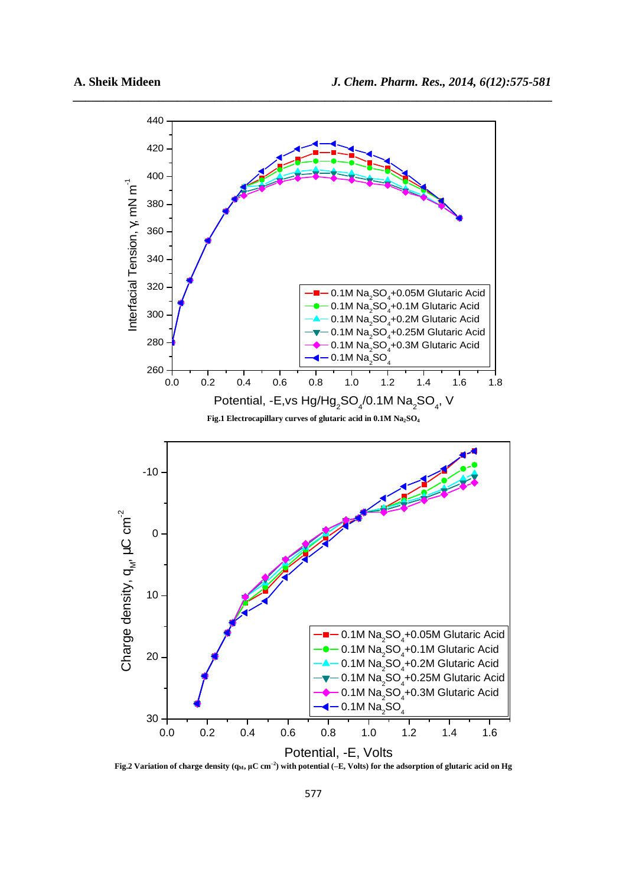Fig.1 Electrocapillary curves of glutaric acid in 0.1M $Na_2SO_4$

Fig.2 Variation of charge density ($q_M$, $\mu C\ cm^{-2}$) with potential (–E, Volts) for the adsorption of glutaric acid on Hg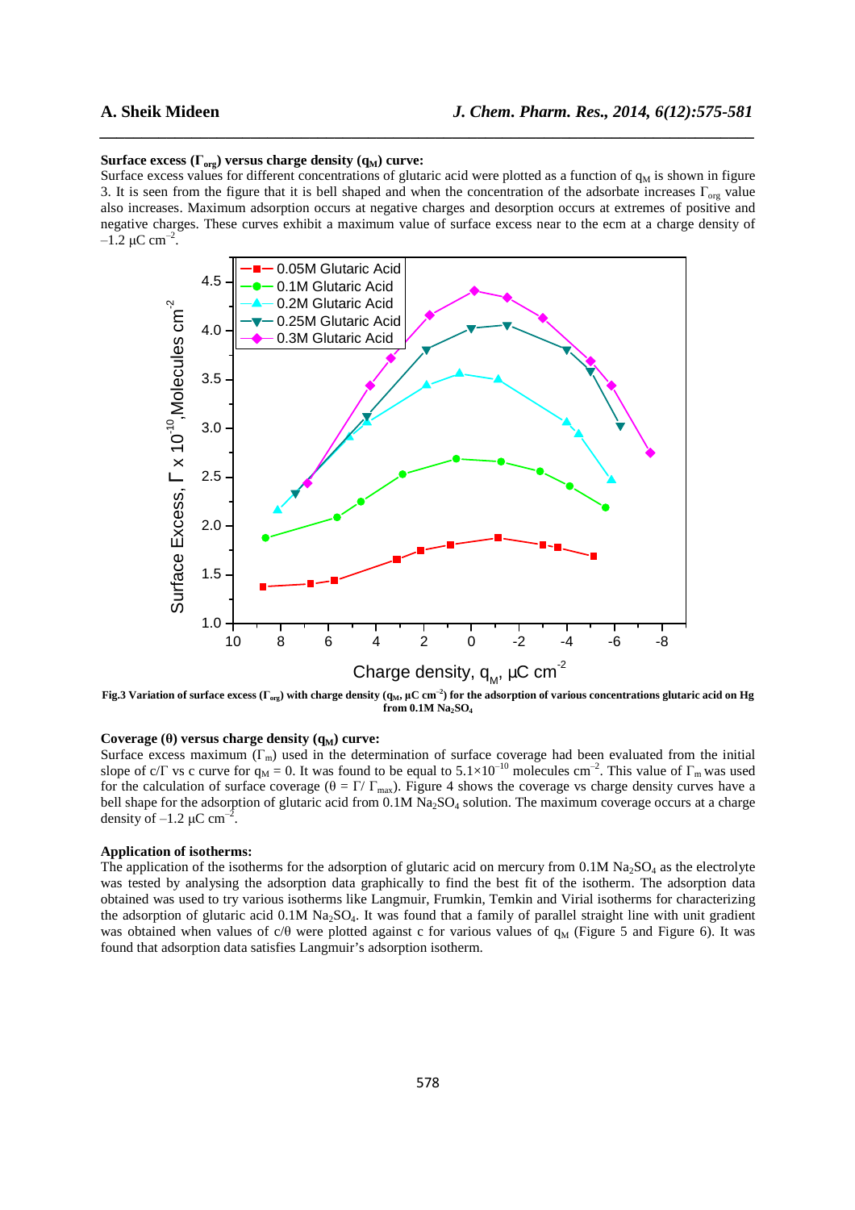**Surface excess ($\Gamma_{org}$) versus charge density ($q_M$) curve:**

Surface excess values for different concentrations of glutaric acid were plotted as a function of $q_M$ is shown in figure 3. It is seen from the figure that it is bell shaped and when the concentration of the adsorbate increases $\Gamma_{org}$ value also increases. Maximum adsorption occurs at negative charges and desorption occurs at extremes of positive and negative charges. These curves exhibit a maximum value of surface excess near to the ecm at a charge density of $-1.2\ \mu C\ cm^{-2}$.

**Fig.3 Variation of surface excess ($\Gamma_{org}$) with charge density ($q_M$, $\mu C\ cm^{-2}$) for the adsorption of various concentrations glutaric acid on Hg from 0.1M $Na_2SO_4$**

**Coverage ($\theta$) versus charge density ($q_M$) curve:**

Surface excess maximum ($\Gamma_m$) used in the determination of surface coverage had been evaluated from the initial slope of $c/\Gamma$ vs c curve for $q_M = 0$. It was found to be equal to $5.1\times10^{-10}$ molecules $cm^{-2}$. This value of $\Gamma_m$ was used for the calculation of surface coverage ($\theta = \Gamma/\ \Gamma_{max}$). Figure 4 shows the coverage vs charge density curves have a bell shape for the adsorption of glutaric acid from 0.1M $Na_2SO_4$ solution. The maximum coverage occurs at a charge density of $-1.2\ \mu C\ cm^{-2}$.

**Application of isotherms:**

The application of the isotherms for the adsorption of glutaric acid on mercury from 0.1M $Na_2SO_4$ as the electrolyte was tested by analysing the adsorption data graphically to find the best fit of the isotherm. The adsorption data obtained was used to try various isotherms like Langmuir, Frumkin, Temkin and Virial isotherms for characterizing the adsorption of glutaric acid 0.1M $Na_2SO_4$. It was found that a family of parallel straight line with unit gradient was obtained when values of $c/\theta$ were plotted against c for various values of $q_M$ (Figure 5 and Figure 6). It was found that adsorption data satisfies Langmuir's adsorption isotherm.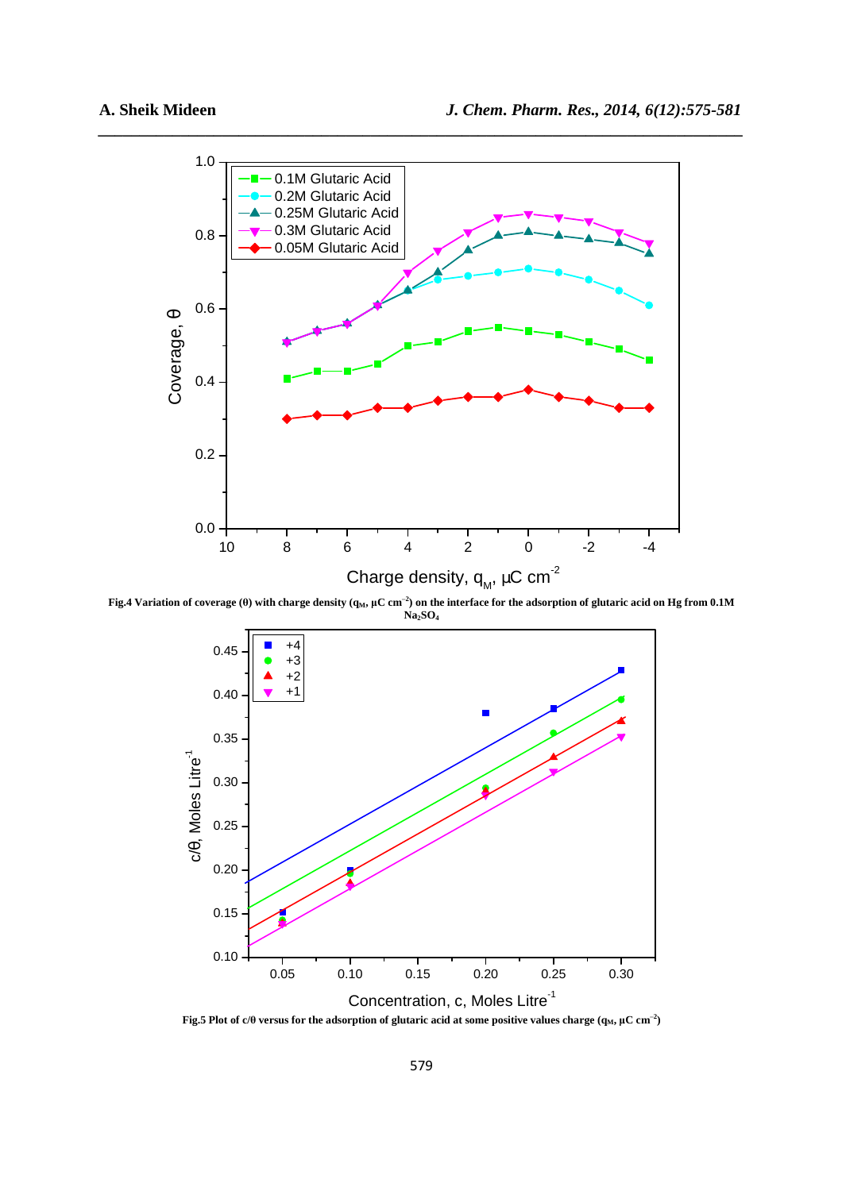**Fig.4 Variation of coverage (θ) with charge density ($q_M$, μC $cm^{-2}$) on the interface for the adsorption of glutaric acid on Hg from 0.1M $Na_2SO_4$**

**Fig.5 Plot of c/θ versus for the adsorption of glutaric acid at some positive values charge ($q_M$, μC $cm^{-2}$)**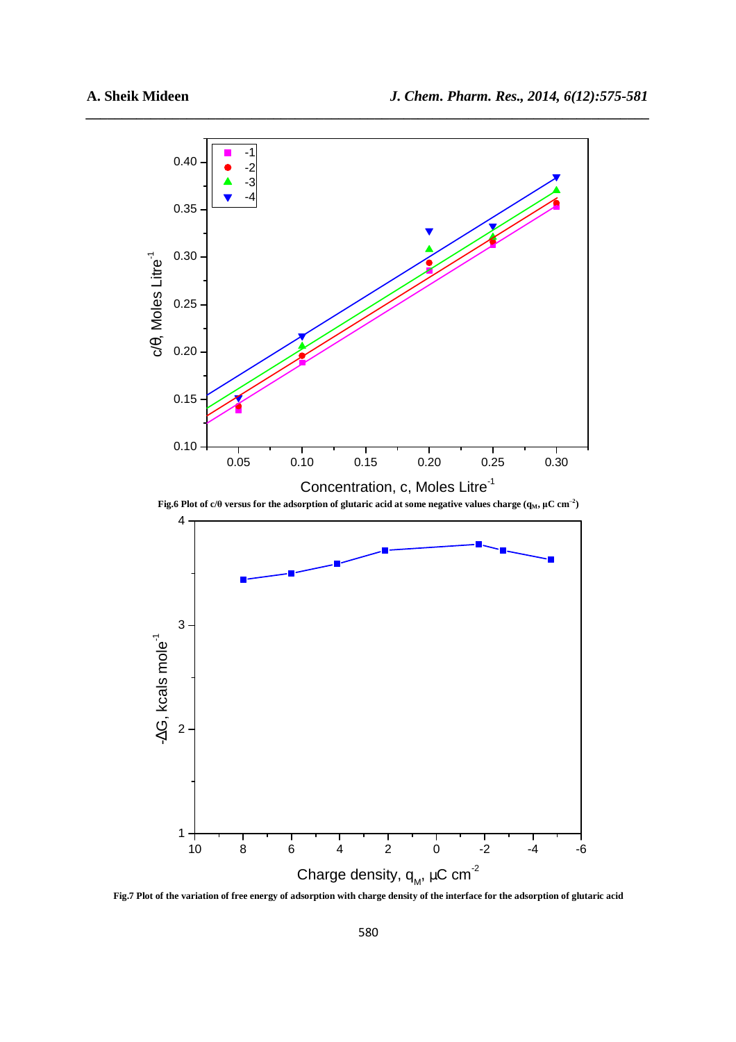Fig.6 Plot of $c/\theta$ versus for the adsorption of glutaric acid at some negative values charge ($q_M$, $\mu C\ cm^{-2}$)

Fig.7 Plot of the variation of free energy of adsorption with charge density of the interface for the adsorption of glutaric acid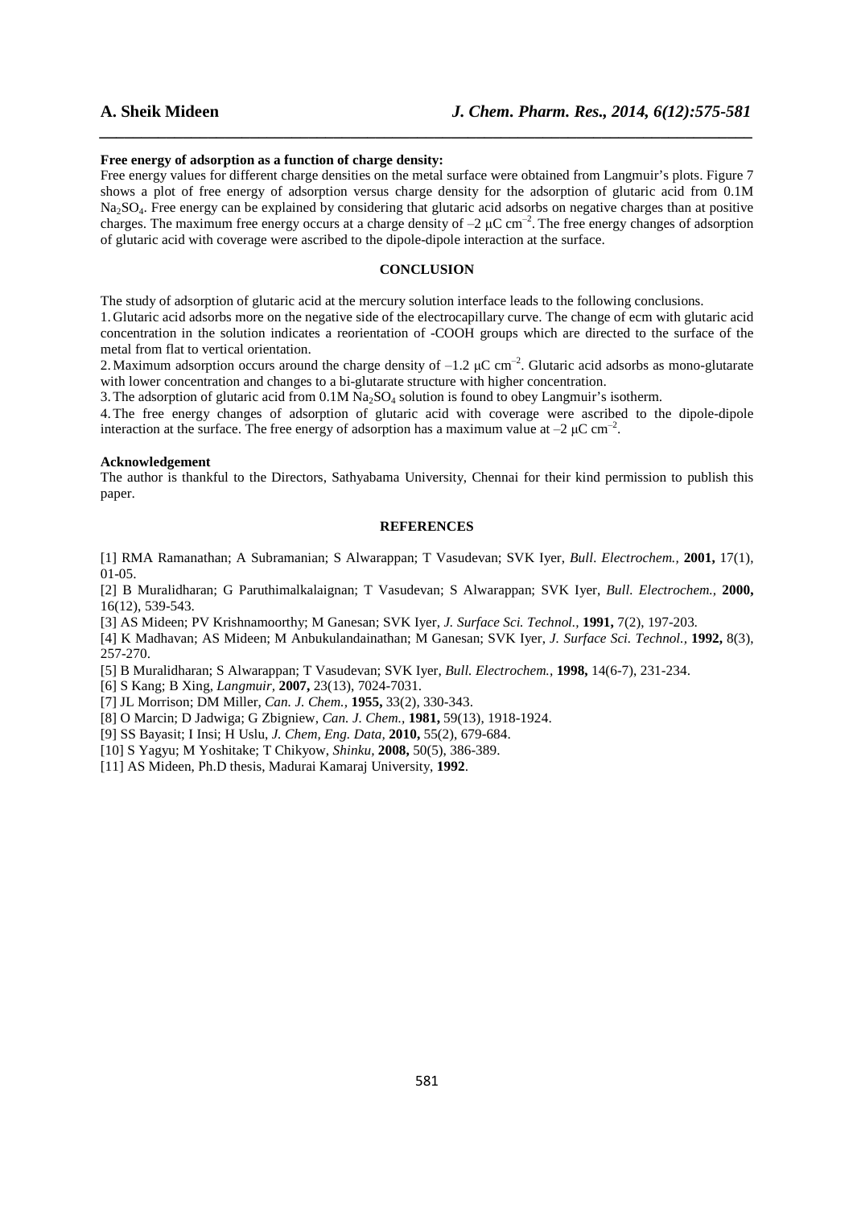**Free energy of adsorption as a function of charge density:**

Free energy values for different charge densities on the metal surface were obtained from Langmuir's plots. Figure 7 shows a plot of free energy of adsorption versus charge density for the adsorption of glutaric acid from 0.1M $Na_2SO_4$. Free energy can be explained by considering that glutaric acid adsorbs on negative charges than at positive charges. The maximum free energy occurs at a charge density of $-2$ μC cm$^{-2}$. The free energy changes of adsorption of glutaric acid with coverage were ascribed to the dipole-dipole interaction at the surface.

## CONCLUSION

The study of adsorption of glutaric acid at the mercury solution interface leads to the following conclusions.

1. Glutaric acid adsorbs more on the negative side of the electrocapillary curve. The change of ecm with glutaric acid concentration in the solution indicates a reorientation of -COOH groups which are directed to the surface of the metal from flat to vertical orientation.
2. Maximum adsorption occurs around the charge density of $-1.2$ μC cm$^{-2}$. Glutaric acid adsorbs as mono-glutarate with lower concentration and changes to a bi-glutarate structure with higher concentration.
3. The adsorption of glutaric acid from 0.1M $Na_2SO_4$ solution is found to obey Langmuir's isotherm.
4. The free energy changes of adsorption of glutaric acid with coverage were ascribed to the dipole-dipole interaction at the surface. The free energy of adsorption has a maximum value at $-2$ μC cm$^{-2}$.

**Acknowledgement**

The author is thankful to the Directors, Sathyabama University, Chennai for their kind permission to publish this paper.

## REFERENCES

[1] RMA Ramanathan; A Subramanian; S Alwarappan; T Vasudevan; SVK Iyer, *Bull. Electrochem.,* **2001,** 17(1), 01-05.

[2] B Muralidharan; G Paruthimalkalaignan; T Vasudevan; S Alwarappan; SVK Iyer, *Bull. Electrochem.,* **2000,** 16(12), 539-543.

[3] AS Mideen; PV Krishnamoorthy; M Ganesan; SVK Iyer, *J. Surface Sci. Technol.*, **1991,** 7(2), 197-203.

[4] K Madhavan; AS Mideen; M Anbukulandainathan; M Ganesan; SVK Iyer, *J. Surface Sci. Technol.*, **1992,** 8(3), 257-270.

[5] B Muralidharan; S Alwarappan; T Vasudevan; SVK Iyer, *Bull. Electrochem.*, **1998,** 14(6-7), 231-234.

[6] S Kang; B Xing, *Langmuir*, **2007,** 23(13), 7024-7031.

[7] JL Morrison; DM Miller, *Can. J. Chem.*, **1955,** 33(2), 330-343.

[8] O Marcin; D Jadwiga; G Zbigniew, *Can. J. Chem.*, **1981,** 59(13), 1918-1924.

[9] SS Bayasit; I Insi; H Uslu, *J. Chem, Eng. Data*, **2010,** 55(2), 679-684.

[10] S Yagyu; M Yoshitake; T Chikyow, *Shinku*, **2008,** 50(5), 386-389.

[11] AS Mideen, Ph.D thesis, Madurai Kamaraj University, **1992**.